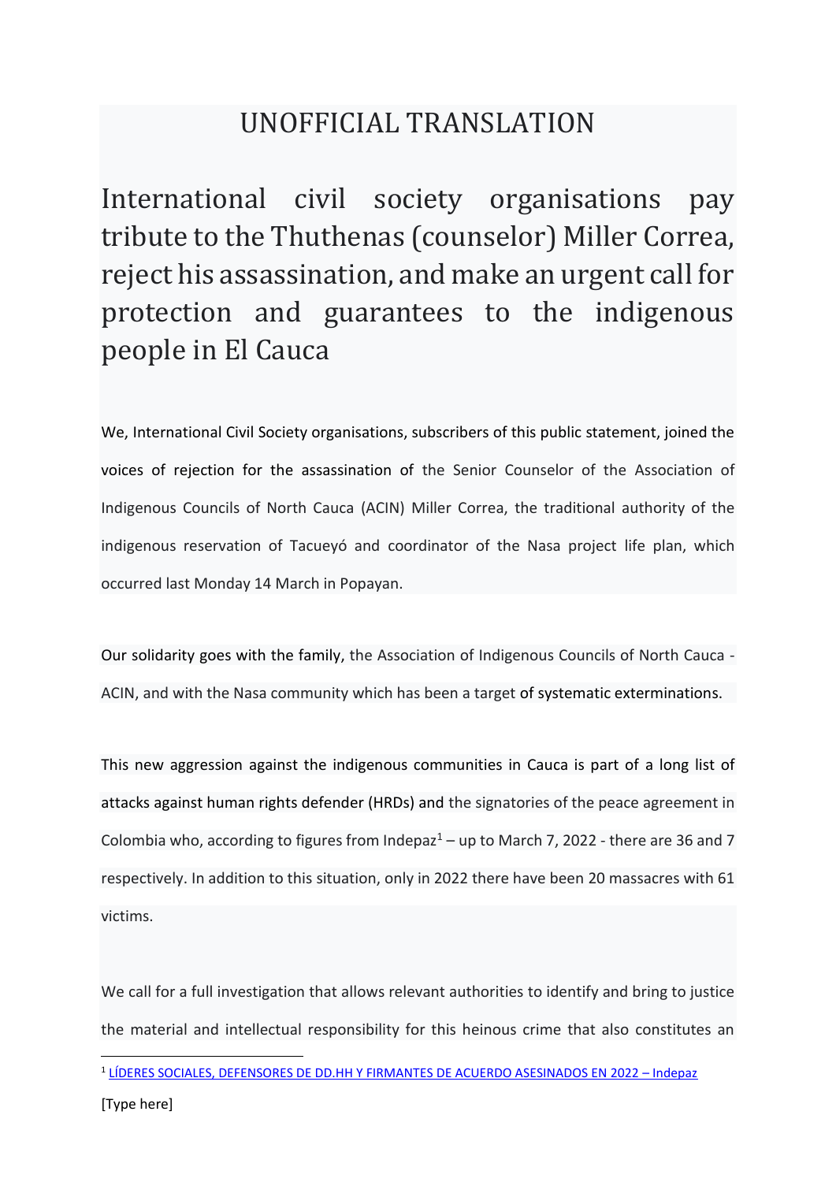UNOFFICIAL TRANSLATION

# International civil society organisations pay tribute to the Thuthenas (counselor) Miller Correa, reject his assassination, and make an urgent call for protection and guarantees to the indigenous people in El Cauca

We, International Civil Society organisations, subscribers of this public statement, joined the voices of rejection for the assassination of the Senior Counselor of the Association of Indigenous Councils of North Cauca (ACIN) Miller Correa, the traditional authority of the indigenous reservation of Tacueyó and coordinator of the Nasa project life plan, which occurred last Monday 14 March in Popayan.

Our solidarity goes with the family, the Association of Indigenous Councils of North Cauca - ACIN, and with the Nasa community which has been a target of systematic exterminations.

This new aggression against the indigenous communities in Cauca is part of a long list of attacks against human rights defender (HRDs) and the signatories of the peace agreement in Colombia who, according to figures from Indepaz[1] – up to March 7, 2022 - there are 36 and 7 respectively. In addition to this situation, only in 2022 there have been 20 massacres with 61 victims.

We call for a full investigation that allows relevant authorities to identify and bring to justice the material and intellectual responsibility for this heinous crime that also constitutes an

---

[1] LÍDERES SOCIALES, DEFENSORES DE DD.HH Y FIRMANTES DE ACUERDO ASESINADOS EN 2022 – Indepaz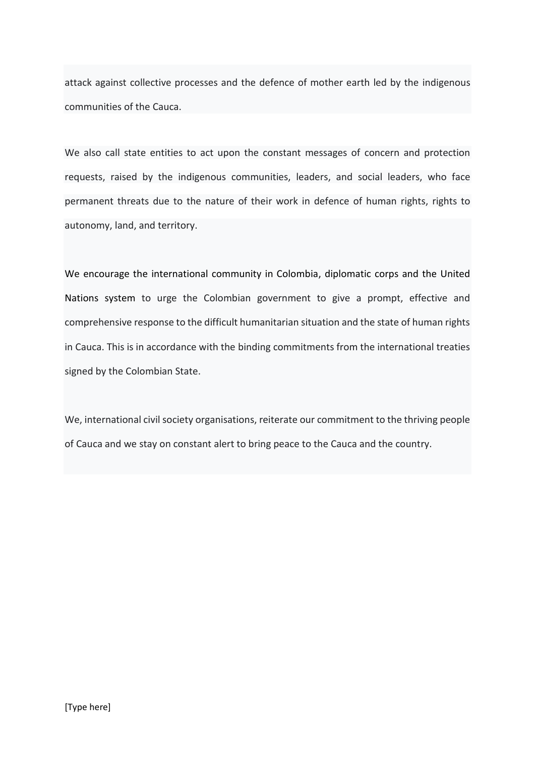attack against collective processes and the defence of mother earth led by the indigenous communities of the Cauca.

We also call state entities to act upon the constant messages of concern and protection requests, raised by the indigenous communities, leaders, and social leaders, who face permanent threats due to the nature of their work in defence of human rights, rights to autonomy, land, and territory.

We encourage the international community in Colombia, diplomatic corps and the United Nations system to urge the Colombian government to give a prompt, effective and comprehensive response to the difficult humanitarian situation and the state of human rights in Cauca. This is in accordance with the binding commitments from the international treaties signed by the Colombian State.

We, international civil society organisations, reiterate our commitment to the thriving people of Cauca and we stay on constant alert to bring peace to the Cauca and the country.